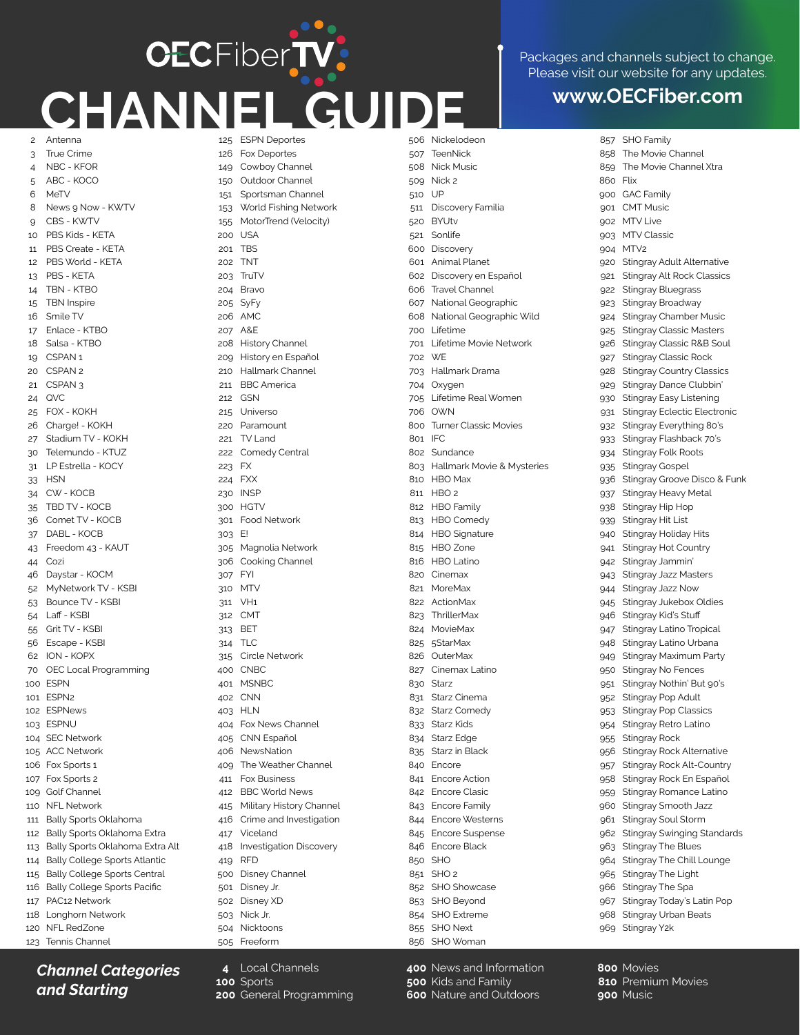# OECFiberTV CHANNEL GUIDE

Packages and channels subject to change.
Please visit our website for any updates.

**www.OECFiber.com**

| Channel | Name |
|---|---|
| 2 | Antenna |
| 3 | True Crime |
| 4 | NBC - KFOR |
| 5 | ABC - KOCO |
| 6 | MeTV |
| 8 | News 9 Now - KWTV |
| 9 | CBS - KWTV |
| 10 | PBS Kids - KETA |
| 11 | PBS Create - KETA |
| 12 | PBS World - KETA |
| 13 | PBS - KETA |
| 14 | TBN - KTBO |
| 15 | TBN Inspire |
| 16 | Smile TV |
| 17 | Enlace - KTBO |
| 18 | Salsa - KTBO |
| 19 | CSPAN 1 |
| 20 | CSPAN 2 |
| 21 | CSPAN 3 |
| 24 | QVC |
| 25 | FOX - KOKH |
| 26 | Charge! - KOKH |
| 27 | Stadium TV - KOKH |
| 30 | Telemundo - KTUZ |
| 31 | LP Estrella - KOCY |
| 33 | HSN |
| 34 | CW - KOCB |
| 35 | TBD TV - KOCB |
| 36 | Comet TV - KOCB |
| 37 | DABL - KOCB |
| 43 | Freedom 43 - KAUT |
| 44 | Cozi |
| 46 | Daystar - KOCM |
| 52 | MyNetwork TV - KSBI |
| 53 | Bounce TV - KSBI |
| 54 | Laff - KSBI |
| 55 | Grit TV - KSBI |
| 56 | Escape - KSBI |
| 62 | ION - KOPX |
| 70 | OEC Local Programming |
| 100 | ESPN |
| 101 | ESPN2 |
| 102 | ESPNews |
| 103 | ESPNU |
| 104 | SEC Network |
| 105 | ACC Network |
| 106 | Fox Sports 1 |
| 107 | Fox Sports 2 |
| 109 | Golf Channel |
| 110 | NFL Network |
| 111 | Bally Sports Oklahoma |
| 112 | Bally Sports Oklahoma Extra |
| 113 | Bally Sports Oklahoma Extra Alt |
| 114 | Bally College Sports Atlantic |
| 115 | Bally College Sports Central |
| 116 | Bally College Sports Pacific |
| 117 | PAC12 Network |
| 118 | Longhorn Network |
| 120 | NFL RedZone |
| 123 | Tennis Channel |
| 125 | ESPN Deportes |
| 126 | Fox Deportes |
| 149 | Cowboy Channel |
| 150 | Outdoor Channel |
| 151 | Sportsman Channel |
| 153 | World Fishing Network |
| 155 | MotorTrend (Velocity) |
| 200 | USA |
| 201 | TBS |
| 202 | TNT |
| 203 | TruTV |
| 204 | Bravo |
| 205 | SyFy |
| 206 | AMC |
| 207 | A&E |
| 208 | History Channel |
| 209 | History en Español |
| 210 | Hallmark Channel |
| 211 | BBC America |
| 212 | GSN |
| 215 | Universo |
| 220 | Paramount |
| 221 | TV Land |
| 222 | Comedy Central |
| 223 | FX |
| 224 | FXX |
| 230 | INSP |
| 300 | HGTV |
| 301 | Food Network |
| 303 | E! |
| 305 | Magnolia Network |
| 306 | Cooking Channel |
| 307 | FYI |
| 310 | MTV |
| 311 | VH1 |
| 312 | CMT |
| 313 | BET |
| 314 | TLC |
| 315 | Circle Network |
| 400 | CNBC |
| 401 | MSNBC |
| 402 | CNN |
| 403 | HLN |
| 404 | Fox News Channel |
| 405 | CNN Español |
| 406 | NewsNation |
| 409 | The Weather Channel |
| 411 | Fox Business |
| 412 | BBC World News |
| 415 | Military History Channel |
| 416 | Crime and Investigation |
| 417 | Viceland |
| 418 | Investigation Discovery |
| 419 | RFD |
| 500 | Disney Channel |
| 501 | Disney Jr. |
| 502 | Disney XD |
| 503 | Nick Jr. |
| 504 | Nicktoons |
| 505 | Freeform |
| 506 | Nickelodeon |
| 507 | TeenNick |
| 508 | Nick Music |
| 509 | Nick 2 |
| 510 | UP |
| 511 | Discovery Familia |
| 520 | BYUtv |
| 521 | Sonlife |
| 600 | Discovery |
| 601 | Animal Planet |
| 602 | Discovery en Español |
| 606 | Travel Channel |
| 607 | National Geographic |
| 608 | National Geographic Wild |
| 700 | Lifetime |
| 701 | Lifetime Movie Network |
| 702 | WE |
| 703 | Hallmark Drama |
| 704 | Oxygen |
| 705 | Lifetime Real Women |
| 706 | OWN |
| 800 | Turner Classic Movies |
| 801 | IFC |
| 802 | Sundance |
| 803 | Hallmark Movie & Mysteries |
| 810 | HBO Max |
| 811 | HBO 2 |
| 812 | HBO Family |
| 813 | HBO Comedy |
| 814 | HBO Signature |
| 815 | HBO Zone |
| 816 | HBO Latino |
| 820 | Cinemax |
| 821 | MoreMax |
| 822 | ActionMax |
| 823 | ThrillerMax |
| 824 | MovieMax |
| 825 | 5StarMax |
| 826 | OuterMax |
| 827 | Cinemax Latino |
| 830 | Starz |
| 831 | Starz Cinema |
| 832 | Starz Comedy |
| 833 | Starz Kids |
| 834 | Starz Edge |
| 835 | Starz in Black |
| 840 | Encore |
| 841 | Encore Action |
| 842 | Encore Clasic |
| 843 | Encore Family |
| 844 | Encore Westerns |
| 845 | Encore Suspense |
| 846 | Encore Black |
| 850 | SHO |
| 851 | SHO 2 |
| 852 | SHO Showcase |
| 853 | SHO Beyond |
| 854 | SHO Extreme |
| 855 | SHO Next |
| 856 | SHO Woman |
| 857 | SHO Family |
| 858 | The Movie Channel |
| 859 | The Movie Channel Xtra |
| 860 | Flix |
| 900 | GAC Family |
| 901 | CMT Music |
| 902 | MTV Live |
| 903 | MTV Classic |
| 904 | MTV2 |
| 920 | Stingray Adult Alternative |
| 921 | Stingray Alt Rock Classics |
| 922 | Stingray Bluegrass |
| 923 | Stingray Broadway |
| 924 | Stingray Chamber Music |
| 925 | Stingray Classic Masters |
| 926 | Stingray Classic R&B Soul |
| 927 | Stingray Classic Rock |
| 928 | Stingray Country Classics |
| 929 | Stingray Dance Clubbin' |
| 930 | Stingray Easy Listening |
| 931 | Stingray Eclectic Electronic |
| 932 | Stingray Everything 80's |
| 933 | Stingray Flashback 70's |
| 934 | Stingray Folk Roots |
| 935 | Stingray Gospel |
| 936 | Stingray Groove Disco & Funk |
| 937 | Stingray Heavy Metal |
| 938 | Stingray Hip Hop |
| 939 | Stingray Hit List |
| 940 | Stingray Holiday Hits |
| 941 | Stingray Hot Country |
| 942 | Stingray Jammin' |
| 943 | Stingray Jazz Masters |
| 944 | Stingray Jazz Now |
| 945 | Stingray Jukebox Oldies |
| 946 | Stingray Kid's Stuff |
| 947 | Stingray Latino Tropical |
| 948 | Stingray Latino Urbana |
| 949 | Stingray Maximum Party |
| 950 | Stingray No Fences |
| 951 | Stingray Nothin' But 90's |
| 952 | Stingray Pop Adult |
| 953 | Stingray Pop Classics |
| 954 | Stingray Retro Latino |
| 955 | Stingray Rock |
| 956 | Stingray Rock Alternative |
| 957 | Stingray Rock Alt-Country |
| 958 | Stingray Rock En Español |
| 959 | Stingray Romance Latino |
| 960 | Stingray Smooth Jazz |
| 961 | Stingray Soul Storm |
| 962 | Stingray Swinging Standards |
| 963 | Stingray The Blues |
| 964 | Stingray The Chill Lounge |
| 965 | Stingray The Light |
| 966 | Stingray The Spa |
| 967 | Stingray Today's Latin Pop |
| 968 | Stingray Urban Beats |
| 969 | Stingray Y2k |

## *Channel Categories and Starting*

- **4** Local Channels
- **100** Sports
- **200** General Programming
- **400** News and Information
- **500** Kids and Family
- **600** Nature and Outdoors
- **800** Movies
- **810** Premium Movies
- **900** Music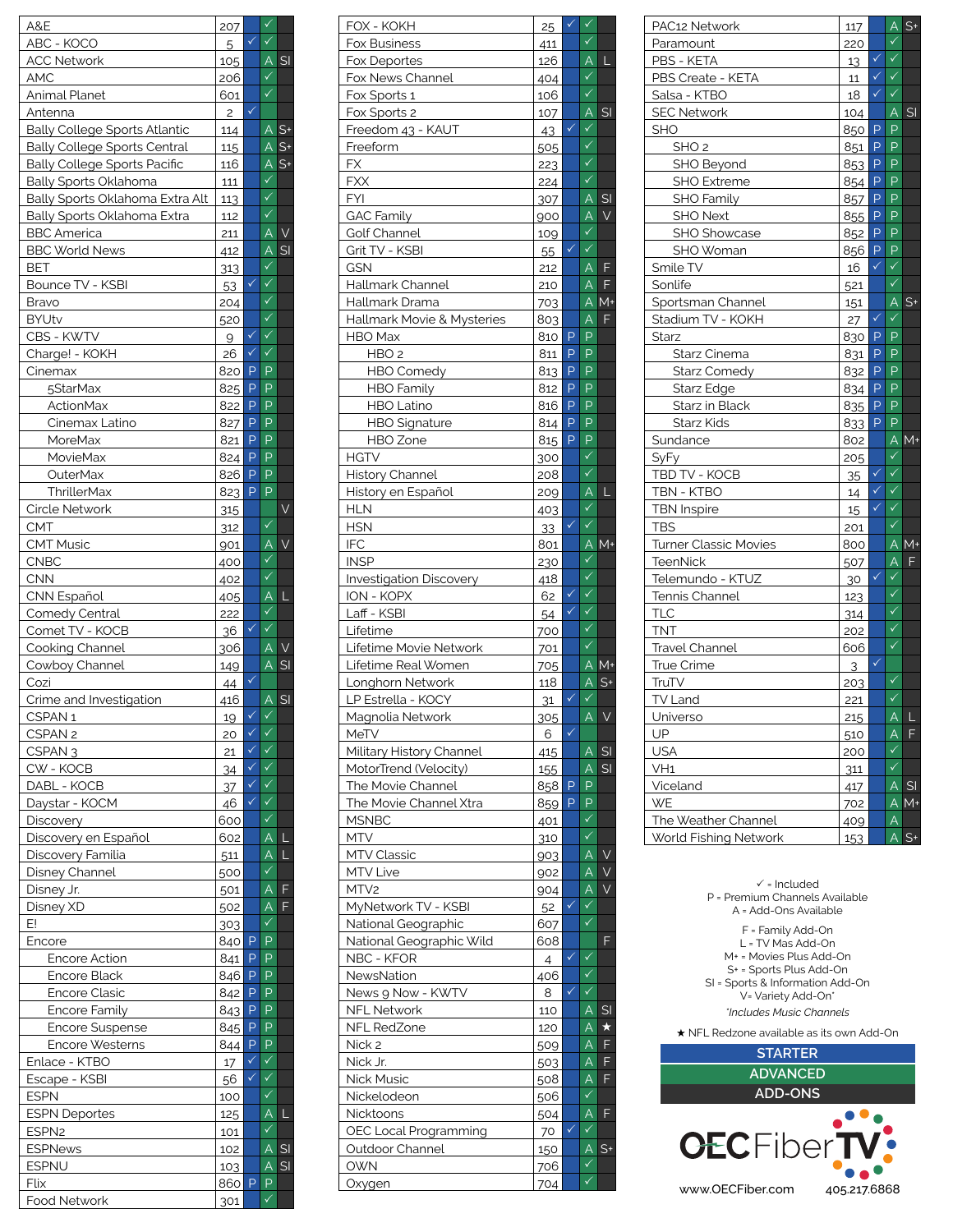| Channel | No. | Starter | Advanced | Add-Ons |
|---|---|---|---|---|
| A&E | 207 | | ✓ | |
| ABC - KOCO | 5 | ✓ | ✓ | |
| ACC Network | 105 | | A | SI |
| AMC | 206 | | ✓ | |
| Animal Planet | 601 | | ✓ | |
| Antenna | 2 | ✓ | | |
| Bally College Sports Atlantic | 114 | | A | S+ |
| Bally College Sports Central | 115 | | A | S+ |
| Bally College Sports Pacific | 116 | | A | S+ |
| Bally Sports Oklahoma | 111 | | ✓ | |
| Bally Sports Oklahoma Extra Alt | 113 | | ✓ | |
| Bally Sports Oklahoma Extra | 112 | | ✓ | |
| BBC America | 211 | | A | V |
| BBC World News | 412 | | A | SI |
| BET | 313 | | ✓ | |
| Bounce TV - KSBI | 53 | ✓ | ✓ | |
| Bravo | 204 | | ✓ | |
| BYUtv | 520 | | ✓ | |
| CBS - KWTV | 9 | ✓ | ✓ | |
| Charge! - KOKH | 26 | ✓ | ✓ | |
| Cinemax | 820 | P | P | |
| 5StarMax | 825 | P | P | |
| ActionMax | 822 | P | P | |
| Cinemax Latino | 827 | P | P | |
| MoreMax | 821 | P | P | |
| MovieMax | 824 | P | P | |
| OuterMax | 826 | P | P | |
| ThrillerMax | 823 | P | P | |
| Circle Network | 315 | | | V |
| CMT | 312 | | ✓ | |
| CMT Music | 901 | | A | V |
| CNBC | 400 | | ✓ | |
| CNN | 402 | | ✓ | |
| CNN Español | 405 | | A | L |
| Comedy Central | 222 | | ✓ | |
| Comet TV - KOCB | 36 | ✓ | ✓ | |
| Cooking Channel | 306 | | A | V |
| Cowboy Channel | 149 | | A | SI |
| Cozi | 44 | ✓ | | |
| Crime and Investigation | 416 | | A | SI |
| CSPAN 1 | 19 | ✓ | ✓ | |
| CSPAN 2 | 20 | ✓ | ✓ | |
| CSPAN 3 | 21 | ✓ | ✓ | |
| CW - KOCB | 34 | ✓ | ✓ | |
| DABL - KOCB | 37 | ✓ | ✓ | |
| Daystar - KOCM | 46 | ✓ | ✓ | |
| Discovery | 600 | | ✓ | |
| Discovery en Español | 602 | | A | L |
| Discovery Familia | 511 | | A | L |
| Disney Channel | 500 | | ✓ | |
| Disney Jr. | 501 | | A | F |
| Disney XD | 502 | | A | F |
| E! | 303 | | ✓ | |
| Encore | 840 | P | P | |
| Encore Action | 841 | P | P | |
| Encore Black | 846 | P | P | |
| Encore Clasic | 842 | P | P | |
| Encore Family | 843 | P | P | |
| Encore Suspense | 845 | P | P | |
| Encore Westerns | 844 | P | P | |
| Enlace - KTBO | 17 | ✓ | ✓ | |
| Escape - KSBI | 56 | ✓ | ✓ | |
| ESPN | 100 | | ✓ | |
| ESPN Deportes | 125 | | A | L |
| ESPN2 | 101 | | ✓ | |
| ESPNews | 102 | | A | SI |
| ESPNU | 103 | | A | SI |
| Flix | 860 | P | P | |
| Food Network | 301 | | ✓ | |
| FOX - KOKH | 25 | ✓ | ✓ | |
| Fox Business | 411 | | ✓ | |
| Fox Deportes | 126 | | A | L |
| Fox News Channel | 404 | | ✓ | |
| Fox Sports 1 | 106 | | ✓ | |
| Fox Sports 2 | 107 | | A | SI |
| Freedom 43 - KAUT | 43 | ✓ | ✓ | |
| Freeform | 505 | | ✓ | |
| FX | 223 | | ✓ | |
| FXX | 224 | | ✓ | |
| FYI | 307 | | A | SI |
| GAC Family | 900 | | A | V |
| Golf Channel | 109 | | ✓ | |
| Grit TV - KSBI | 55 | ✓ | ✓ | |
| GSN | 212 | | A | F |
| Hallmark Channel | 210 | | A | F |
| Hallmark Drama | 703 | | A | M+ |
| Hallmark Movie & Mysteries | 803 | | A | F |
| HBO Max | 810 | P | P | |
| HBO 2 | 811 | P | P | |
| HBO Comedy | 813 | P | P | |
| HBO Family | 812 | P | P | |
| HBO Latino | 816 | P | P | |
| HBO Signature | 814 | P | P | |
| HBO Zone | 815 | P | P | |
| HGTV | 300 | | ✓ | |
| History Channel | 208 | | ✓ | |
| History en Español | 209 | | A | L |
| HLN | 403 | | ✓ | |
| HSN | 33 | ✓ | ✓ | |
| IFC | 801 | | A | M+ |
| INSP | 230 | | ✓ | |
| Investigation Discovery | 418 | | ✓ | |
| ION - KOPX | 62 | ✓ | ✓ | |
| Laff - KSBI | 54 | ✓ | ✓ | |
| Lifetime | 700 | | ✓ | |
| Lifetime Movie Network | 701 | | ✓ | |
| Lifetime Real Women | 705 | | A | M+ |
| Longhorn Network | 118 | | A | S+ |
| LP Estrella - KOCY | 31 | ✓ | ✓ | |
| Magnolia Network | 305 | | A | V |
| MeTV | 6 | ✓ | | |
| Military History Channel | 415 | | A | SI |
| MotorTrend (Velocity) | 155 | | A | SI |
| The Movie Channel | 858 | P | P | |
| The Movie Channel Xtra | 859 | P | P | |
| MSNBC | 401 | | ✓ | |
| MTV | 310 | | ✓ | |
| MTV Classic | 903 | | A | V |
| MTV Live | 902 | | A | V |
| MTV2 | 904 | | A | V |
| MyNetwork TV - KSBI | 52 | ✓ | ✓ | |
| National Geographic | 607 | | ✓ | |
| National Geographic Wild | 608 | | | F |
| NBC - KFOR | 4 | ✓ | ✓ | |
| NewsNation | 406 | | ✓ | |
| News 9 Now - KWTV | 8 | ✓ | ✓ | |
| NFL Network | 110 | | A | SI |
| NFL RedZone | 120 | | A | ★ |
| Nick 2 | 509 | | A | F |
| Nick Jr. | 503 | | A | F |
| Nick Music | 508 | | A | F |
| Nickelodeon | 506 | | ✓ | |
| Nicktoons | 504 | | A | F |
| OEC Local Programming | 70 | ✓ | ✓ | |
| Outdoor Channel | 150 | | A | S+ |
| OWN | 706 | | ✓ | |
| Oxygen | 704 | | ✓ | |
| PAC12 Network | 117 | | A | S+ |
| Paramount | 220 | | ✓ | |
| PBS - KETA | 13 | ✓ | ✓ | |
| PBS Create - KETA | 11 | ✓ | ✓ | |
| Salsa - KTBO | 18 | ✓ | ✓ | |
| SEC Network | 104 | | A | SI |
| SHO | 850 | P | P | |
| SHO 2 | 851 | P | P | |
| SHO Beyond | 853 | P | P | |
| SHO Extreme | 854 | P | P | |
| SHO Family | 857 | P | P | |
| SHO Next | 855 | P | P | |
| SHO Showcase | 852 | P | P | |
| SHO Woman | 856 | P | P | |
| Smile TV | 16 | ✓ | ✓ | |
| Sonlife | 521 | | ✓ | |
| Sportsman Channel | 151 | | A | S+ |
| Stadium TV - KOKH | 27 | ✓ | ✓ | |
| Starz | 830 | P | P | |
| Starz Cinema | 831 | P | P | |
| Starz Comedy | 832 | P | P | |
| Starz Edge | 834 | P | P | |
| Starz in Black | 835 | P | P | |
| Starz Kids | 833 | P | P | |
| Sundance | 802 | | A | M+ |
| SyFy | 205 | | ✓ | |
| TBD TV - KOCB | 35 | ✓ | ✓ | |
| TBN - KTBO | 14 | ✓ | ✓ | |
| TBN Inspire | 15 | ✓ | ✓ | |
| TBS | 201 | | ✓ | |
| Turner Classic Movies | 800 | | A | M+ |
| TeenNick | 507 | | A | F |
| Telemundo - KTUZ | 30 | ✓ | ✓ | |
| Tennis Channel | 123 | | ✓ | |
| TLC | 314 | | ✓ | |
| TNT | 202 | | ✓ | |
| Travel Channel | 606 | | ✓ | |
| True Crime | 3 | ✓ | | |
| TruTV | 203 | | ✓ | |
| TV Land | 221 | | ✓ | |
| Universo | 215 | | A | L |
| UP | 510 | | A | F |
| USA | 200 | | ✓ | |
| VH1 | 311 | | ✓ | |
| Viceland | 417 | | A | SI |
| WE | 702 | | A | M+ |
| The Weather Channel | 409 | | A | |
| World Fishing Network | 153 | | A | S+ |

✓ = Included
P = Premium Channels Available
A = Add-Ons Available

F = Family Add-On
L = TV Mas Add-On
M+ = Movies Plus Add-On
S+ = Sports Plus Add-On
SI = Sports & Information Add-On
V= Variety Add-On*
*Includes Music Channels

★ NFL Redzone available as its own Add-On

STARTER
ADVANCED
ADD-ONS

OEC Fiber TV

www.OECFiber.com 405.217.6868